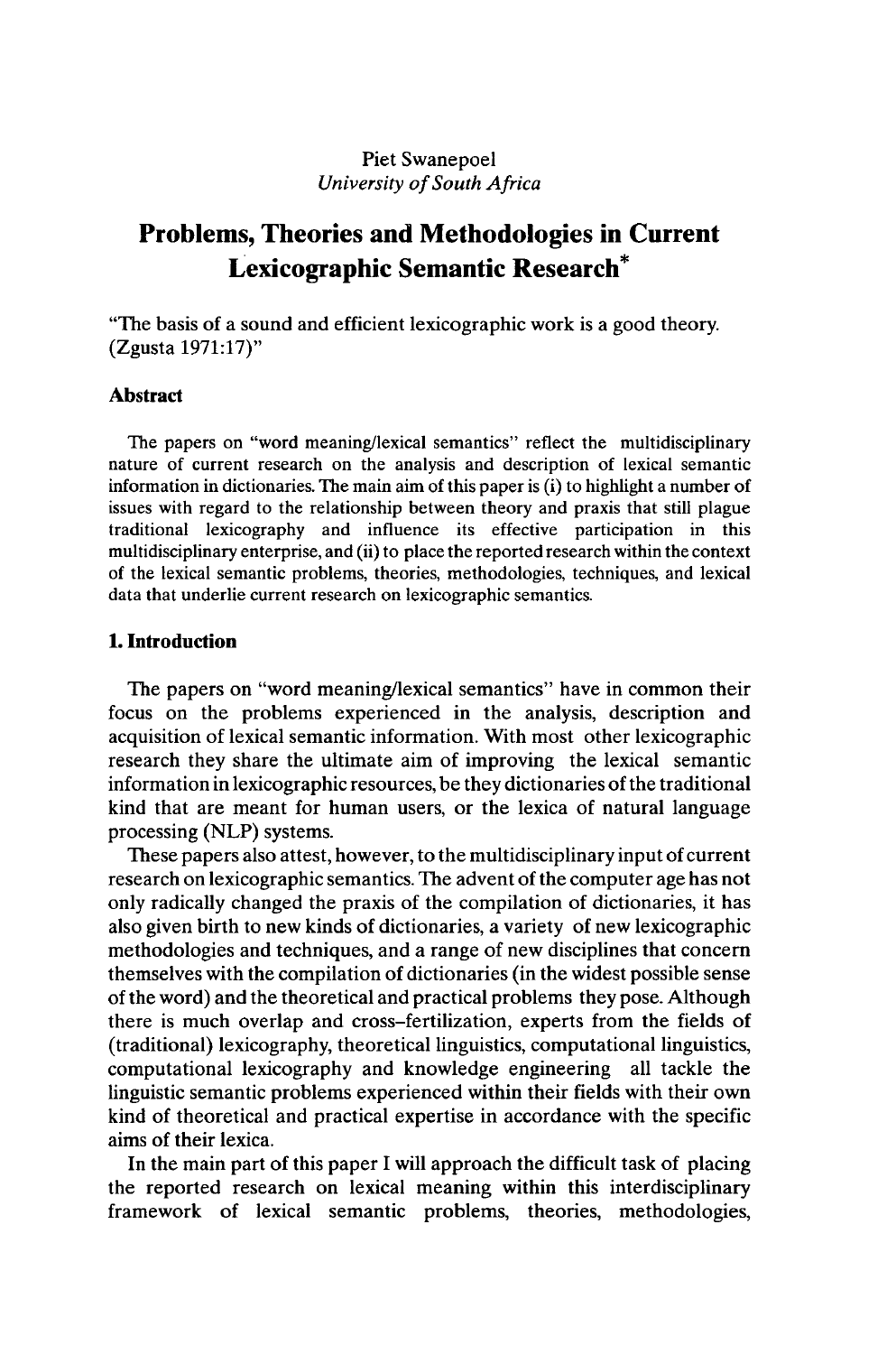Piet Swanepoel
*University of South Africa*

# Problems, Theories and Methodologies in Current Lexicographic Semantic Research*

"The basis of a sound and efficient lexicographic work is a good theory. (Zgusta 1971:17)"

### Abstract

The papers on "word meaning/lexical semantics" reflect the multidisciplinary nature of current research on the analysis and description of lexical semantic information in dictionaries. The main aim of this paper is (i) to highlight a number of issues with regard to the relationship between theory and praxis that still plague traditional lexicography and influence its effective participation in this multidisciplinary enterprise, and (ii) to place the reported research within the context of the lexical semantic problems, theories, methodologies, techniques, and lexical data that underlie current research on lexicographic semantics.

## 1. Introduction

The papers on "word meaning/lexical semantics" have in common their focus on the problems experienced in the analysis, description and acquisition of lexical semantic information. With most other lexicographic research they share the ultimate aim of improving the lexical semantic information in lexicographic resources, be they dictionaries of the traditional kind that are meant for human users, or the lexica of natural language processing (NLP) systems.

These papers also attest, however, to the multidisciplinary input of current research on lexicographic semantics. The advent of the computer age has not only radically changed the praxis of the compilation of dictionaries, it has also given birth to new kinds of dictionaries, a variety of new lexicographic methodologies and techniques, and a range of new disciplines that concern themselves with the compilation of dictionaries (in the widest possible sense of the word) and the theoretical and practical problems they pose. Although there is much overlap and cross-fertilization, experts from the fields of (traditional) lexicography, theoretical linguistics, computational linguistics, computational lexicography and knowledge engineering all tackle the linguistic semantic problems experienced within their fields with their own kind of theoretical and practical expertise in accordance with the specific aims of their lexica.

In the main part of this paper I will approach the difficult task of placing the reported research on lexical meaning within this interdisciplinary framework of lexical semantic problems, theories, methodologies,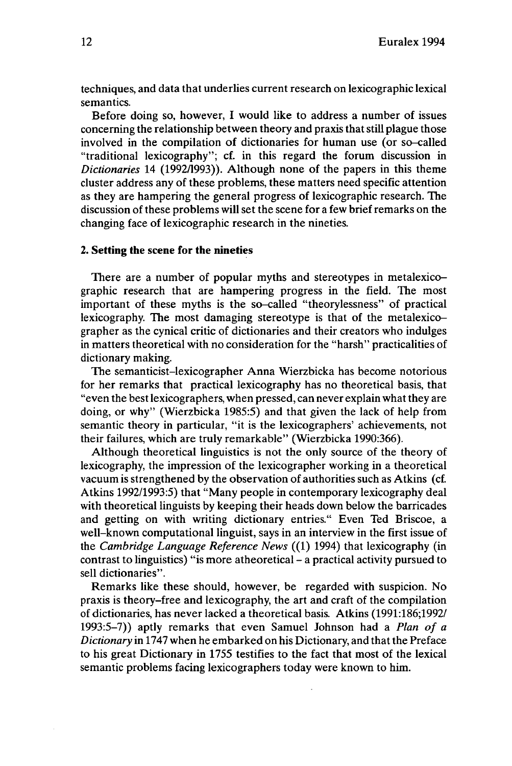techniques, and data that underlies current research on lexicographic lexical semantics.

Before doing so, however, I would like to address a number of issues concerning the relationship between theory and praxis that still plague those involved in the compilation of dictionaries for human use (or so-called "traditional lexicography"; cf. in this regard the forum discussion in *Dictionaries* 14 (1992/1993)). Although none of the papers in this theme cluster address any of these problems, these matters need specific attention as they are hampering the general progress of lexicographic research. The discussion of these problems will set the scene for a few brief remarks on the changing face of lexicographic research in the nineties.

## 2. Setting the scene for the nineties

There are a number of popular myths and stereotypes in metalexicographic research that are hampering progress in the field. The most important of these myths is the so-called "theorylessness" of practical lexicography. The most damaging stereotype is that of the metalexicographer as the cynical critic of dictionaries and their creators who indulges in matters theoretical with no consideration for the "harsh" practicalities of dictionary making.

The semanticist-lexicographer Anna Wierzbicka has become notorious for her remarks that practical lexicography has no theoretical basis, that "even the best lexicographers, when pressed, can never explain what they are doing, or why" (Wierzbicka 1985:5) and that given the lack of help from semantic theory in particular, "it is the lexicographers' achievements, not their failures, which are truly remarkable" (Wierzbicka 1990:366).

Although theoretical linguistics is not the only source of the theory of lexicography, the impression of the lexicographer working in a theoretical vacuum is strengthened by the observation of authorities such as Atkins (cf. Atkins 1992/1993:5) that "Many people in contemporary lexicography deal with theoretical linguists by keeping their heads down below the barricades and getting on with writing dictionary entries." Even Ted Briscoe, a well-known computational linguist, says in an interview in the first issue of the *Cambridge Language Reference News* ((1) 1994) that lexicography (in contrast to linguistics) "is more atheoretical – a practical activity pursued to sell dictionaries".

Remarks like these should, however, be regarded with suspicion. No praxis is theory-free and lexicography, the art and craft of the compilation of dictionaries, has never lacked a theoretical basis. Atkins (1991:186;1992/1993:5–7)) aptly remarks that even Samuel Johnson had a *Plan of a Dictionary* in 1747 when he embarked on his Dictionary, and that the Preface to his great Dictionary in 1755 testifies to the fact that most of the lexical semantic problems facing lexicographers today were known to him.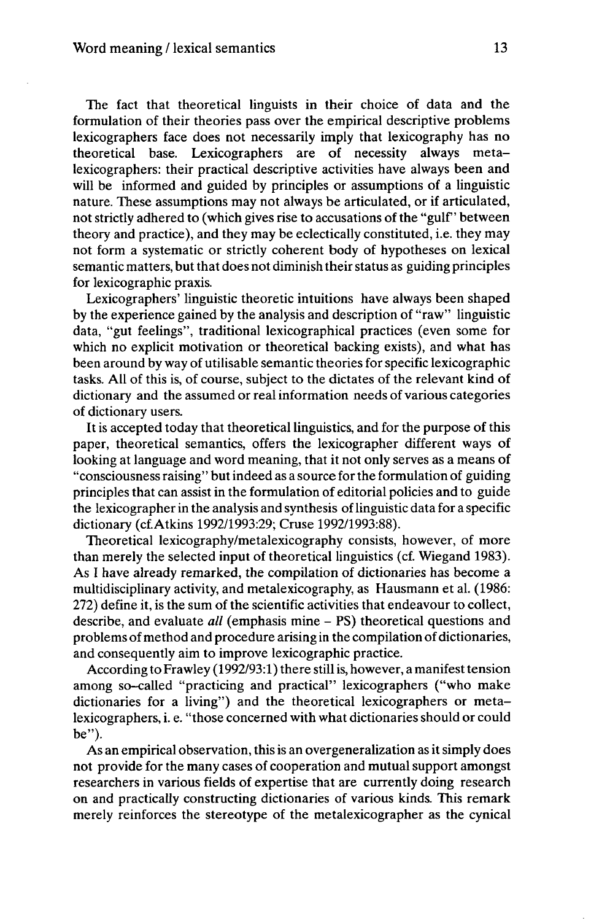The fact that theoretical linguists in their choice of data and the formulation of their theories pass over the empirical descriptive problems lexicographers face does not necessarily imply that lexicography has no theoretical base. Lexicographers are of necessity always meta–lexicographers: their practical descriptive activities have always been and will be informed and guided by principles or assumptions of a linguistic nature. These assumptions may not always be articulated, or if articulated, not strictly adhered to (which gives rise to accusations of the "gulf" between theory and practice), and they may be eclectically constituted, i.e. they may not form a systematic or strictly coherent body of hypotheses on lexical semantic matters, but that does not diminish their status as guiding principles for lexicographic praxis.

Lexicographers' linguistic theoretic intuitions have always been shaped by the experience gained by the analysis and description of "raw" linguistic data, "gut feelings", traditional lexicographical practices (even some for which no explicit motivation or theoretical backing exists), and what has been around by way of utilisable semantic theories for specific lexicographic tasks. All of this is, of course, subject to the dictates of the relevant kind of dictionary and the assumed or real information needs of various categories of dictionary users.

It is accepted today that theoretical linguistics, and for the purpose of this paper, theoretical semantics, offers the lexicographer different ways of looking at language and word meaning, that it not only serves as a means of "consciousness raising" but indeed as a source for the formulation of guiding principles that can assist in the formulation of editorial policies and to guide the lexicographer in the analysis and synthesis of linguistic data for a specific dictionary (cf.Atkins 1992/1993:29; Cruse 1992/1993:88).

Theoretical lexicography/metalexicography consists, however, of more than merely the selected input of theoretical linguistics (cf. Wiegand 1983). As I have already remarked, the compilation of dictionaries has become a multidisciplinary activity, and metalexicography, as Hausmann et al. (1986: 272) define it, is the sum of the scientific activities that endeavour to collect, describe, and evaluate *all* (emphasis mine – PS) theoretical questions and problems of method and procedure arising in the compilation of dictionaries, and consequently aim to improve lexicographic practice.

According to Frawley (1992/93:1) there still is, however, a manifest tension among so–called "practicing and practical" lexicographers ("who make dictionaries for a living") and the theoretical lexicographers or meta–lexicographers, i. e. "those concerned with what dictionaries should or could be").

As an empirical observation, this is an overgeneralization as it simply does not provide for the many cases of cooperation and mutual support amongst researchers in various fields of expertise that are currently doing research on and practically constructing dictionaries of various kinds. This remark merely reinforces the stereotype of the metalexicographer as the cynical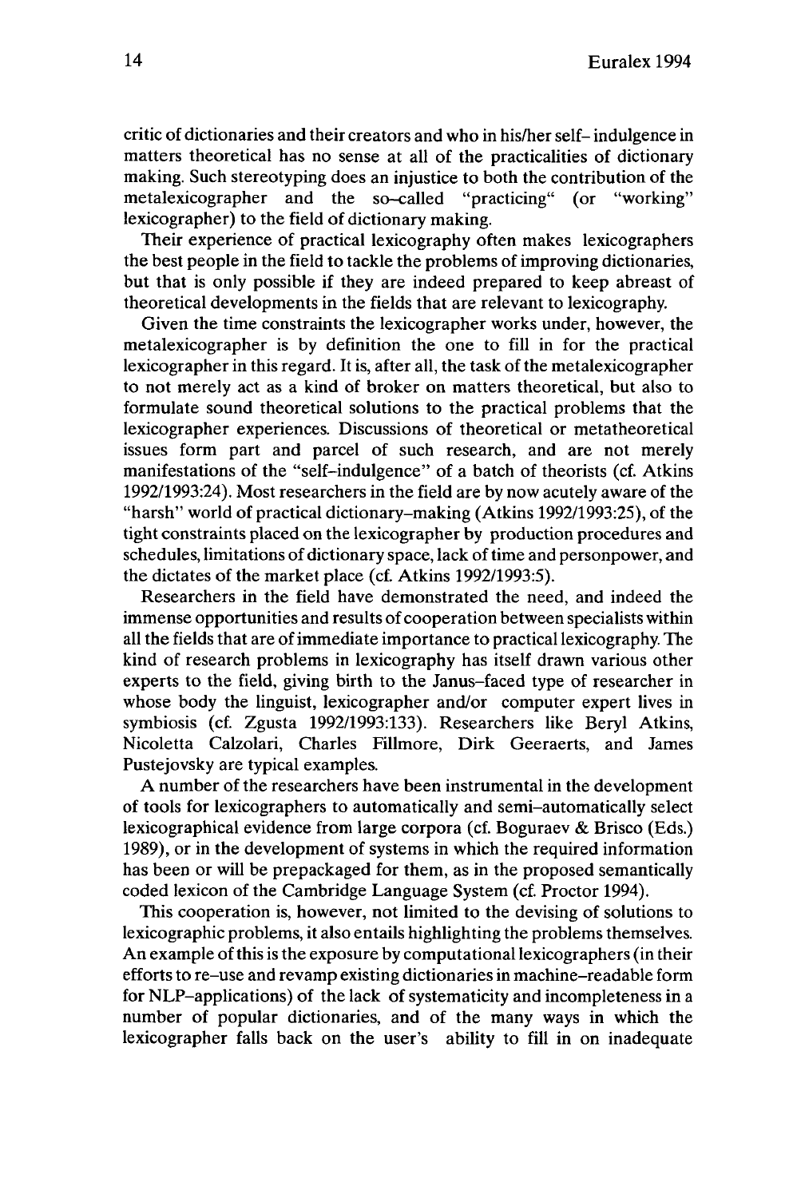critic of dictionaries and their creators and who in his/her self- indulgence in matters theoretical has no sense at all of the practicalities of dictionary making. Such stereotyping does an injustice to both the contribution of the metalexicographer and the so-called "practicing" (or "working" lexicographer) to the field of dictionary making.

Their experience of practical lexicography often makes lexicographers the best people in the field to tackle the problems of improving dictionaries, but that is only possible if they are indeed prepared to keep abreast of theoretical developments in the fields that are relevant to lexicography.

Given the time constraints the lexicographer works under, however, the metalexicographer is by definition the one to fill in for the practical lexicographer in this regard. It is, after all, the task of the metalexicographer to not merely act as a kind of broker on matters theoretical, but also to formulate sound theoretical solutions to the practical problems that the lexicographer experiences. Discussions of theoretical or metatheoretical issues form part and parcel of such research, and are not merely manifestations of the "self-indulgence" of a batch of theorists (cf. Atkins 1992/1993:24). Most researchers in the field are by now acutely aware of the "harsh" world of practical dictionary-making (Atkins 1992/1993:25), of the tight constraints placed on the lexicographer by production procedures and schedules, limitations of dictionary space, lack of time and personpower, and the dictates of the market place (cf. Atkins 1992/1993:5).

Researchers in the field have demonstrated the need, and indeed the immense opportunities and results of cooperation between specialists within all the fields that are of immediate importance to practical lexicography. The kind of research problems in lexicography has itself drawn various other experts to the field, giving birth to the Janus-faced type of researcher in whose body the linguist, lexicographer and/or computer expert lives in symbiosis (cf. Zgusta 1992/1993:133). Researchers like Beryl Atkins, Nicoletta Calzolari, Charles Fillmore, Dirk Geeraerts, and James Pustejovsky are typical examples.

A number of the researchers have been instrumental in the development of tools for lexicographers to automatically and semi-automatically select lexicographical evidence from large corpora (cf. Boguraev & Brisco (Eds.) 1989), or in the development of systems in which the required information has been or will be prepackaged for them, as in the proposed semantically coded lexicon of the Cambridge Language System (cf. Proctor 1994).

This cooperation is, however, not limited to the devising of solutions to lexicographic problems, it also entails highlighting the problems themselves. An example of this is the exposure by computational lexicographers (in their efforts to re-use and revamp existing dictionaries in machine-readable form for NLP-applications) of the lack of systematicity and incompleteness in a number of popular dictionaries, and of the many ways in which the lexicographer falls back on the user's ability to fill in on inadequate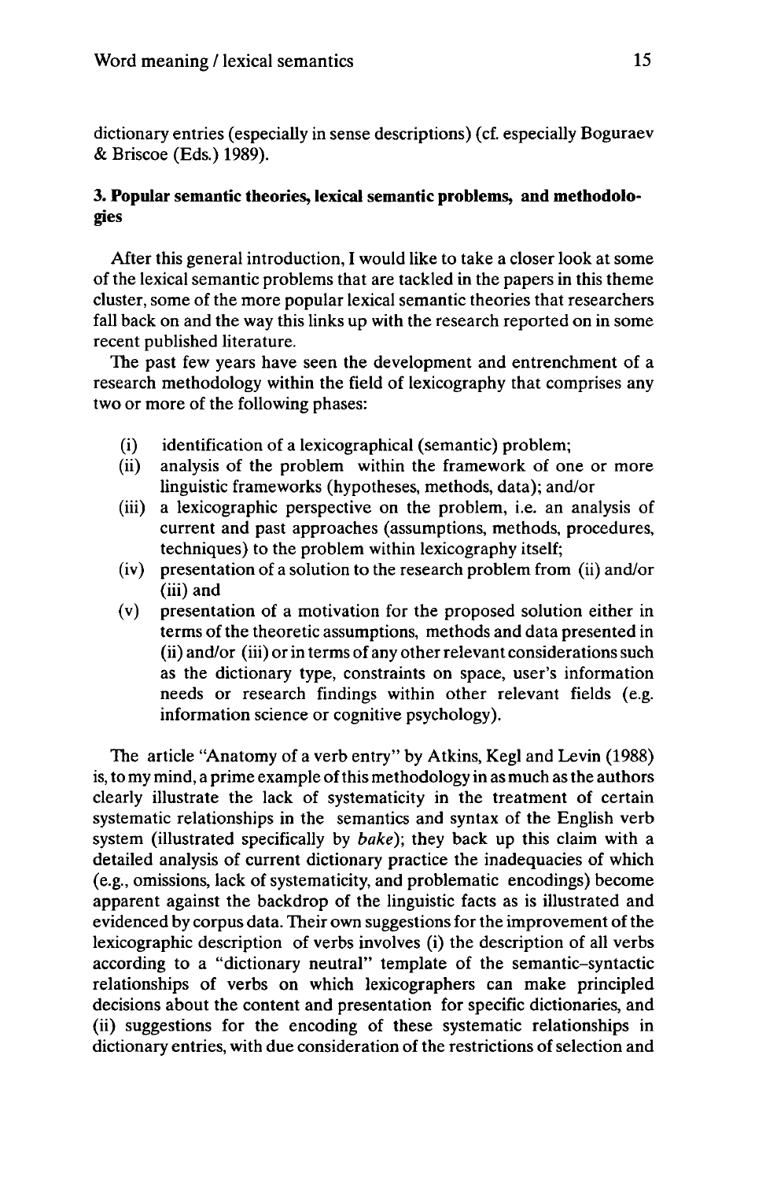dictionary entries (especially in sense descriptions) (cf. especially Boguraev & Briscoe (Eds.) 1989).

### 3. Popular semantic theories, lexical semantic problems, and methodologies

After this general introduction, I would like to take a closer look at some of the lexical semantic problems that are tackled in the papers in this theme cluster, some of the more popular lexical semantic theories that researchers fall back on and the way this links up with the research reported on in some recent published literature.

The past few years have seen the development and entrenchment of a research methodology within the field of lexicography that comprises any two or more of the following phases:

- (i) identification of a lexicographical (semantic) problem;
- (ii) analysis of the problem within the framework of one or more linguistic frameworks (hypotheses, methods, data); and/or
- (iii) a lexicographic perspective on the problem, i.e. an analysis of current and past approaches (assumptions, methods, procedures, techniques) to the problem within lexicography itself;
- (iv) presentation of a solution to the research problem from (ii) and/or (iii) and
- (v) presentation of a motivation for the proposed solution either in terms of the theoretic assumptions, methods and data presented in (ii) and/or (iii) or in terms of any other relevant considerations such as the dictionary type, constraints on space, user's information needs or research findings within other relevant fields (e.g. information science or cognitive psychology).

The article "Anatomy of a verb entry" by Atkins, Kegl and Levin (1988) is, to my mind, a prime example of this methodology in as much as the authors clearly illustrate the lack of systematicity in the treatment of certain systematic relationships in the semantics and syntax of the English verb system (illustrated specifically by *bake*); they back up this claim with a detailed analysis of current dictionary practice the inadequacies of which (e.g., omissions, lack of systematicity, and problematic encodings) become apparent against the backdrop of the linguistic facts as is illustrated and evidenced by corpus data. Their own suggestions for the improvement of the lexicographic description of verbs involves (i) the description of all verbs according to a "dictionary neutral" template of the semantic–syntactic relationships of verbs on which lexicographers can make principled decisions about the content and presentation for specific dictionaries, and (ii) suggestions for the encoding of these systematic relationships in dictionary entries, with due consideration of the restrictions of selection and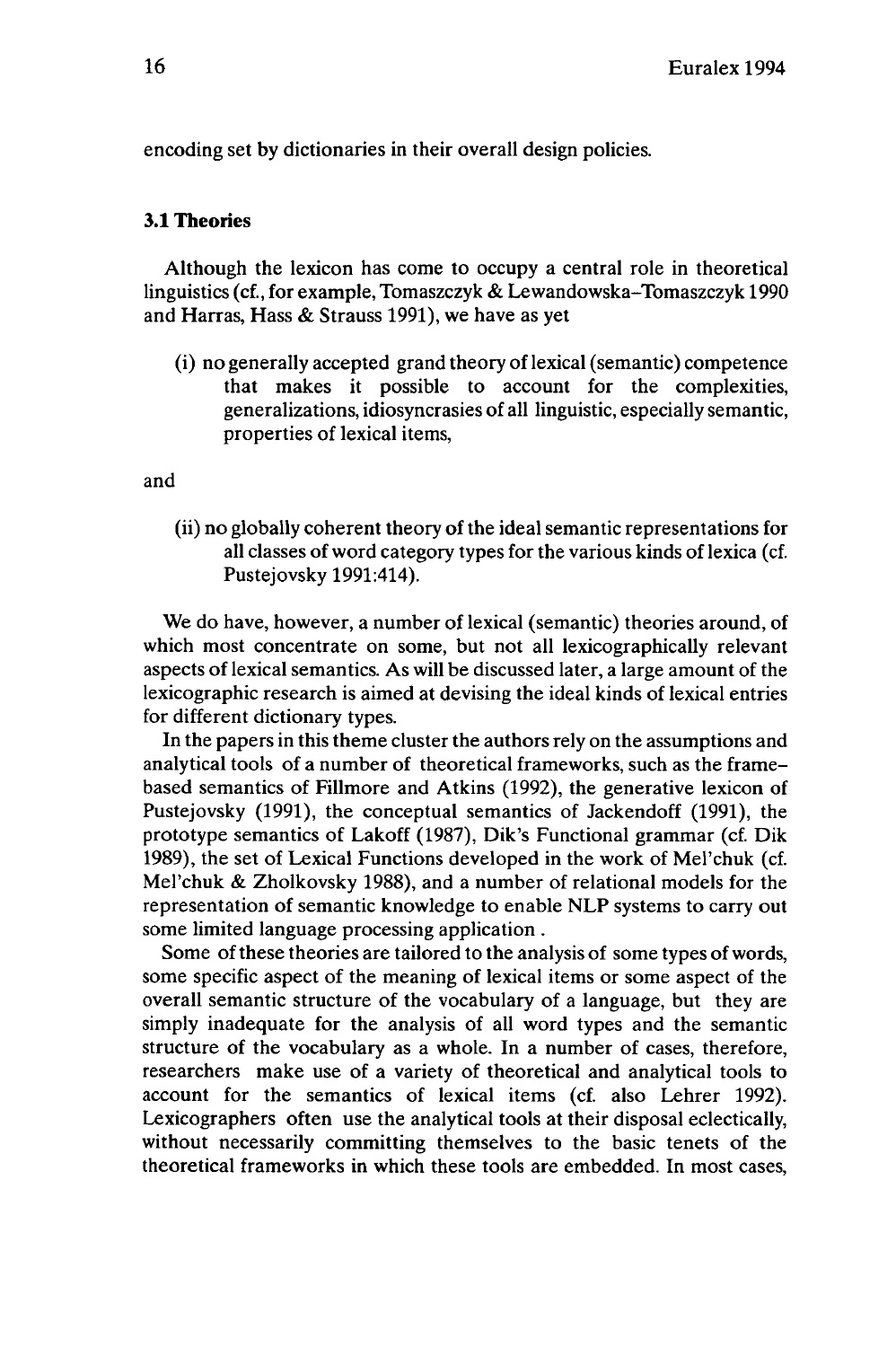encoding set by dictionaries in their overall design policies.

### 3.1 Theories

Although the lexicon has come to occupy a central role in theoretical linguistics (cf., for example, Tomaszczyk & Lewandowska–Tomaszczyk 1990 and Harras, Hass & Strauss 1991), we have as yet

(i) no generally accepted grand theory of lexical (semantic) competence that makes it possible to account for the complexities, generalizations, idiosyncrasies of all linguistic, especially semantic, properties of lexical items,

and

(ii) no globally coherent theory of the ideal semantic representations for all classes of word category types for the various kinds of lexica (cf. Pustejovsky 1991:414).

We do have, however, a number of lexical (semantic) theories around, of which most concentrate on some, but not all lexicographically relevant aspects of lexical semantics. As will be discussed later, a large amount of the lexicographic research is aimed at devising the ideal kinds of lexical entries for different dictionary types.

In the papers in this theme cluster the authors rely on the assumptions and analytical tools of a number of theoretical frameworks, such as the frame-based semantics of Fillmore and Atkins (1992), the generative lexicon of Pustejovsky (1991), the conceptual semantics of Jackendoff (1991), the prototype semantics of Lakoff (1987), Dik's Functional grammar (cf. Dik 1989), the set of Lexical Functions developed in the work of Mel'chuk (cf. Mel'chuk & Zholkovsky 1988), and a number of relational models for the representation of semantic knowledge to enable NLP systems to carry out some limited language processing application .

Some of these theories are tailored to the analysis of some types of words, some specific aspect of the meaning of lexical items or some aspect of the overall semantic structure of the vocabulary of a language, but they are simply inadequate for the analysis of all word types and the semantic structure of the vocabulary as a whole. In a number of cases, therefore, researchers make use of a variety of theoretical and analytical tools to account for the semantics of lexical items (cf. also Lehrer 1992). Lexicographers often use the analytical tools at their disposal eclectically, without necessarily committing themselves to the basic tenets of the theoretical frameworks in which these tools are embedded. In most cases,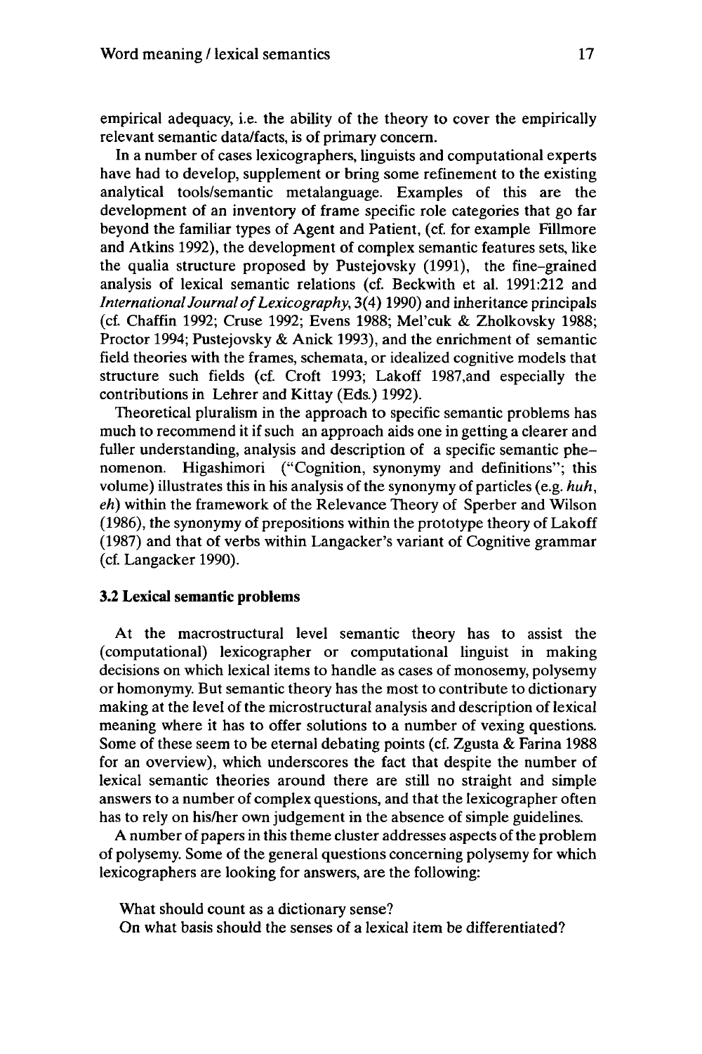empirical adequacy, i.e. the ability of the theory to cover the empirically relevant semantic data/facts, is of primary concern.

In a number of cases lexicographers, linguists and computational experts have had to develop, supplement or bring some refinement to the existing analytical tools/semantic metalanguage. Examples of this are the development of an inventory of frame specific role categories that go far beyond the familiar types of Agent and Patient, (cf. for example Fillmore and Atkins 1992), the development of complex semantic features sets, like the qualia structure proposed by Pustejovsky (1991), the fine-grained analysis of lexical semantic relations (cf. Beckwith et al. 1991:212 and *International Journal of Lexicography*, 3(4) 1990) and inheritance principals (cf. Chaffin 1992; Cruse 1992; Evens 1988; Mel'cuk & Zholkovsky 1988; Proctor 1994; Pustejovsky & Anick 1993), and the enrichment of semantic field theories with the frames, schemata, or idealized cognitive models that structure such fields (cf. Croft 1993; Lakoff 1987,and especially the contributions in Lehrer and Kittay (Eds.) 1992).

Theoretical pluralism in the approach to specific semantic problems has much to recommend it if such an approach aids one in getting a clearer and fuller understanding, analysis and description of a specific semantic phenomenon. Higashimori ("Cognition, synonymy and definitions"; this volume) illustrates this in his analysis of the synonymy of particles (e.g. *huh*, *eh*) within the framework of the Relevance Theory of Sperber and Wilson (1986), the synonymy of prepositions within the prototype theory of Lakoff (1987) and that of verbs within Langacker's variant of Cognitive grammar (cf. Langacker 1990).

### 3.2 Lexical semantic problems

At the macrostructural level semantic theory has to assist the (computational) lexicographer or computational linguist in making decisions on which lexical items to handle as cases of monosemy, polysemy or homonymy. But semantic theory has the most to contribute to dictionary making at the level of the microstructural analysis and description of lexical meaning where it has to offer solutions to a number of vexing questions. Some of these seem to be eternal debating points (cf. Zgusta & Farina 1988 for an overview), which underscores the fact that despite the number of lexical semantic theories around there are still no straight and simple answers to a number of complex questions, and that the lexicographer often has to rely on his/her own judgement in the absence of simple guidelines.

A number of papers in this theme cluster addresses aspects of the problem of polysemy. Some of the general questions concerning polysemy for which lexicographers are looking for answers, are the following:

What should count as a dictionary sense?
On what basis should the senses of a lexical item be differentiated?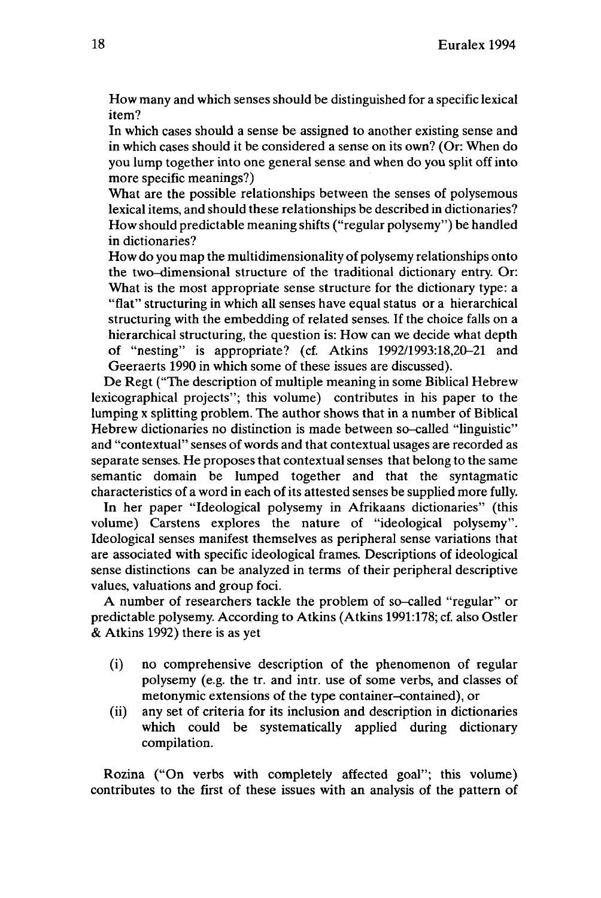How many and which senses should be distinguished for a specific lexical item?

In which cases should a sense be assigned to another existing sense and in which cases should it be considered a sense on its own? (Or: When do you lump together into one general sense and when do you split off into more specific meanings?)

What are the possible relationships between the senses of polysemous lexical items, and should these relationships be described in dictionaries?

How should predictable meaning shifts ("regular polysemy") be handled in dictionaries?

How do you map the multidimensionality of polysemy relationships onto the two-dimensional structure of the traditional dictionary entry. Or: What is the most appropriate sense structure for the dictionary type: a "flat" structuring in which all senses have equal status or a hierarchical structuring with the embedding of related senses. If the choice falls on a hierarchical structuring, the question is: How can we decide what depth of "nesting" is appropriate? (cf. Atkins 1992/1993:18,20–21 and Geeraerts 1990 in which some of these issues are discussed).

De Regt ("The description of multiple meaning in some Biblical Hebrew lexicographical projects"; this volume) contributes in his paper to the lumping x splitting problem. The author shows that in a number of Biblical Hebrew dictionaries no distinction is made between so-called "linguistic" and "contextual" senses of words and that contextual usages are recorded as separate senses. He proposes that contextual senses that belong to the same semantic domain be lumped together and that the syntagmatic characteristics of a word in each of its attested senses be supplied more fully.

In her paper "Ideological polysemy in Afrikaans dictionaries" (this volume) Carstens explores the nature of "ideological polysemy". Ideological senses manifest themselves as peripheral sense variations that are associated with specific ideological frames. Descriptions of ideological sense distinctions can be analyzed in terms of their peripheral descriptive values, valuations and group foci.

A number of researchers tackle the problem of so-called "regular" or predictable polysemy. According to Atkins (Atkins 1991:178; cf. also Ostler & Atkins 1992) there is as yet

(i) no comprehensive description of the phenomenon of regular polysemy (e.g. the tr. and intr. use of some verbs, and classes of metonymic extensions of the type container–contained), or

(ii) any set of criteria for its inclusion and description in dictionaries which could be systematically applied during dictionary compilation.

Rozina ("On verbs with completely affected goal"; this volume) contributes to the first of these issues with an analysis of the pattern of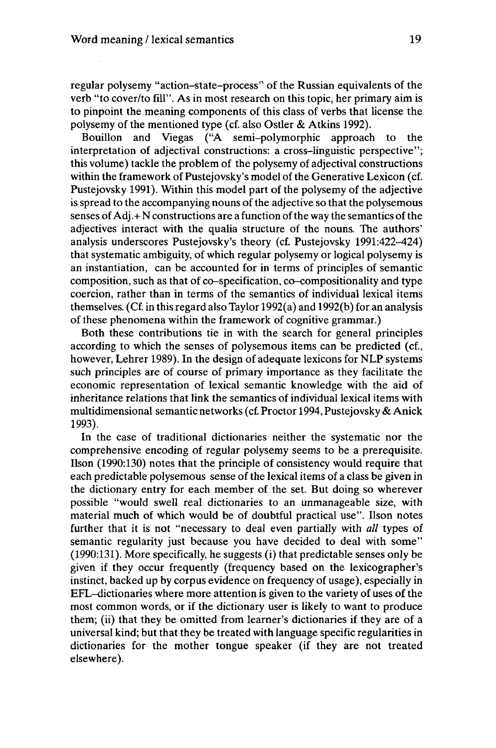regular polysemy "action–state–process" of the Russian equivalents of the verb "to cover/to fill". As in most research on this topic, her primary aim is to pinpoint the meaning components of this class of verbs that license the polysemy of the mentioned type (cf. also Ostler & Atkins 1992).

Bouillon and Viegas ("A semi–polymorphic approach to the interpretation of adjectival constructions: a cross–linguistic perspective"; this volume) tackle the problem of the polysemy of adjectival constructions within the framework of Pustejovsky's model of the Generative Lexicon (cf. Pustejovsky 1991). Within this model part of the polysemy of the adjective is spread to the accompanying nouns of the adjective so that the polysemous senses of Adj.+ N constructions are a function of the way the semantics of the adjectives interact with the qualia structure of the nouns. The authors' analysis underscores Pustejovsky's theory (cf. Pustejovsky 1991:422–424) that systematic ambiguity, of which regular polysemy or logical polysemy is an instantiation, can be accounted for in terms of principles of semantic composition, such as that of co–specification, co–compositionality and type coercion, rather than in terms of the semantics of individual lexical items themselves. (Cf. in this regard also Taylor 1992(a) and 1992(b) for an analysis of these phenomena within the framework of cognitive grammar.)

Both these contributions tie in with the search for general principles according to which the senses of polysemous items can be predicted (cf., however, Lehrer 1989). In the design of adequate lexicons for NLP systems such principles are of course of primary importance as they facilitate the economic representation of lexical semantic knowledge with the aid of inheritance relations that link the semantics of individual lexical items with multidimensional semantic networks (cf. Proctor 1994, Pustejovsky & Anick 1993).

In the case of traditional dictionaries neither the systematic nor the comprehensive encoding of regular polysemy seems to be a prerequisite. Ilson (1990:130) notes that the principle of consistency would require that each predictable polysemous sense of the lexical items of a class be given in the dictionary entry for each member of the set. But doing so wherever possible "would swell real dictionaries to an unmanageable size, with material much of which would be of doubtful practical use". Ilson notes further that it is not "necessary to deal even partially with *all* types of semantic regularity just because you have decided to deal with some" (1990:131). More specifically, he suggests (i) that predictable senses only be given if they occur frequently (frequency based on the lexicographer's instinct, backed up by corpus evidence on frequency of usage), especially in EFL–dictionaries where more attention is given to the variety of uses of the most common words, or if the dictionary user is likely to want to produce them; (ii) that they be omitted from learner's dictionaries if they are of a universal kind; but that they be treated with language specific regularities in dictionaries for the mother tongue speaker (if they are not treated elsewhere).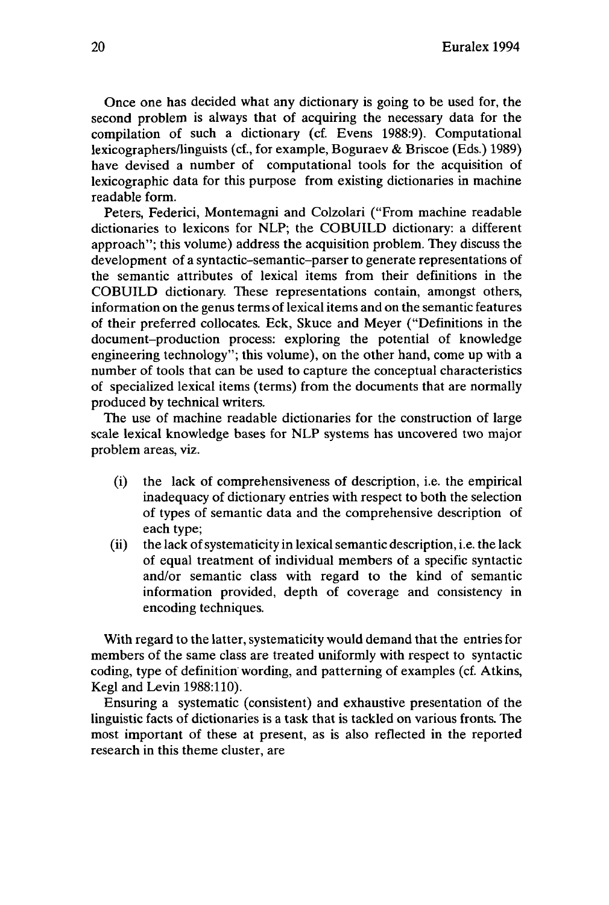Once one has decided what any dictionary is going to be used for, the second problem is always that of acquiring the necessary data for the compilation of such a dictionary (cf. Evens 1988:9). Computational lexicographers/linguists (cf., for example, Boguraev & Briscoe (Eds.) 1989) have devised a number of computational tools for the acquisition of lexicographic data for this purpose from existing dictionaries in machine readable form.

Peters, Federici, Montemagni and Colzolari ("From machine readable dictionaries to lexicons for NLP; the COBUILD dictionary: a different approach"; this volume) address the acquisition problem. They discuss the development of a syntactic–semantic–parser to generate representations of the semantic attributes of lexical items from their definitions in the COBUILD dictionary. These representations contain, amongst others, information on the genus terms of lexical items and on the semantic features of their preferred collocates. Eck, Skuce and Meyer ("Definitions in the document–production process: exploring the potential of knowledge engineering technology"; this volume), on the other hand, come up with a number of tools that can be used to capture the conceptual characteristics of specialized lexical items (terms) from the documents that are normally produced by technical writers.

The use of machine readable dictionaries for the construction of large scale lexical knowledge bases for NLP systems has uncovered two major problem areas, viz.

(i) the lack of comprehensiveness of description, i.e. the empirical inadequacy of dictionary entries with respect to both the selection of types of semantic data and the comprehensive description of each type;

(ii) the lack of systematicity in lexical semantic description, i.e. the lack of equal treatment of individual members of a specific syntactic and/or semantic class with regard to the kind of semantic information provided, depth of coverage and consistency in encoding techniques.

With regard to the latter, systematicity would demand that the entries for members of the same class are treated uniformly with respect to syntactic coding, type of definition wording, and patterning of examples (cf. Atkins, Kegl and Levin 1988:110).

Ensuring a systematic (consistent) and exhaustive presentation of the linguistic facts of dictionaries is a task that is tackled on various fronts. The most important of these at present, as is also reflected in the reported research in this theme cluster, are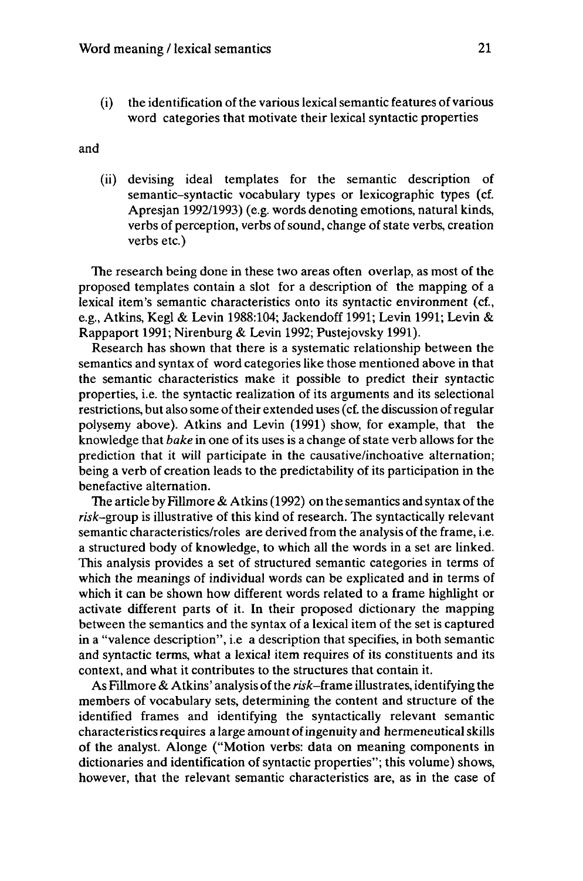(i) the identification of the various lexical semantic features of various word categories that motivate their lexical syntactic properties

and

(ii) devising ideal templates for the semantic description of semantic–syntactic vocabulary types or lexicographic types (cf. Apresjan 1992/1993) (e.g. words denoting emotions, natural kinds, verbs of perception, verbs of sound, change of state verbs, creation verbs etc.)

The research being done in these two areas often overlap, as most of the proposed templates contain a slot for a description of the mapping of a lexical item's semantic characteristics onto its syntactic environment (cf., e.g., Atkins, Kegl & Levin 1988:104; Jackendoff 1991; Levin 1991; Levin & Rappaport 1991; Nirenburg & Levin 1992; Pustejovsky 1991).

Research has shown that there is a systematic relationship between the semantics and syntax of word categories like those mentioned above in that the semantic characteristics make it possible to predict their syntactic properties, i.e. the syntactic realization of its arguments and its selectional restrictions, but also some of their extended uses (cf. the discussion of regular polysemy above). Atkins and Levin (1991) show, for example, that the knowledge that *bake* in one of its uses is a change of state verb allows for the prediction that it will participate in the causative/inchoative alternation; being a verb of creation leads to the predictability of its participation in the benefactive alternation.

The article by Fillmore & Atkins (1992) on the semantics and syntax of the *risk*–group is illustrative of this kind of research. The syntactically relevant semantic characteristics/roles are derived from the analysis of the frame, i.e. a structured body of knowledge, to which all the words in a set are linked. This analysis provides a set of structured semantic categories in terms of which the meanings of individual words can be explicated and in terms of which it can be shown how different words related to a frame highlight or activate different parts of it. In their proposed dictionary the mapping between the semantics and the syntax of a lexical item of the set is captured in a "valence description", i.e a description that specifies, in both semantic and syntactic terms, what a lexical item requires of its constituents and its context, and what it contributes to the structures that contain it.

As Fillmore & Atkins' analysis of the *risk*–frame illustrates, identifying the members of vocabulary sets, determining the content and structure of the identified frames and identifying the syntactically relevant semantic characteristics requires a large amount of ingenuity and hermeneutical skills of the analyst. Alonge ("Motion verbs: data on meaning components in dictionaries and identification of syntactic properties"; this volume) shows, however, that the relevant semantic characteristics are, as in the case of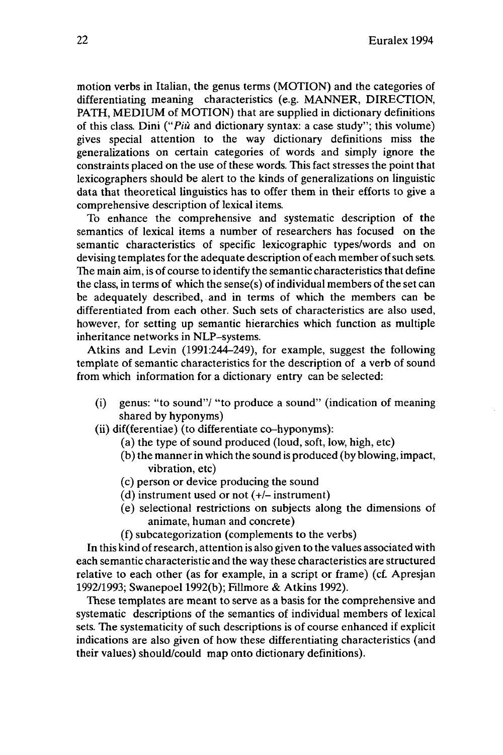motion verbs in Italian, the genus terms (MOTION) and the categories of differentiating meaning characteristics (e.g. MANNER, DIRECTION, PATH, MEDIUM of MOTION) that are supplied in dictionary definitions of this class. Dini ("*Più* and dictionary syntax: a case study"; this volume) gives special attention to the way dictionary definitions miss the generalizations on certain categories of words and simply ignore the constraints placed on the use of these words. This fact stresses the point that lexicographers should be alert to the kinds of generalizations on linguistic data that theoretical linguistics has to offer them in their efforts to give a comprehensive description of lexical items.

To enhance the comprehensive and systematic description of the semantics of lexical items a number of researchers has focused on the semantic characteristics of specific lexicographic types/words and on devising templates for the adequate description of each member of such sets. The main aim, is of course to identify the semantic characteristics that define the class, in terms of which the sense(s) of individual members of the set can be adequately described, and in terms of which the members can be differentiated from each other. Such sets of characteristics are also used, however, for setting up semantic hierarchies which function as multiple inheritance networks in NLP–systems.

Atkins and Levin (1991:244–249), for example, suggest the following template of semantic characteristics for the description of a verb of sound from which information for a dictionary entry can be selected:

(i) genus: "to sound"/ "to produce a sound" (indication of meaning shared by hyponyms)
(ii) dif(ferentiae) (to differentiate co–hyponyms):
  (a) the type of sound produced (loud, soft, low, high, etc)
  (b) the manner in which the sound is produced (by blowing, impact, vibration, etc)
  (c) person or device producing the sound
  (d) instrument used or not (+/– instrument)
  (e) selectional restrictions on subjects along the dimensions of animate, human and concrete)
  (f) subcategorization (complements to the verbs)

In this kind of research, attention is also given to the values associated with each semantic characteristic and the way these characteristics are structured relative to each other (as for example, in a script or frame) (cf. Apresjan 1992/1993; Swanepoel 1992(b); Fillmore & Atkins 1992).

These templates are meant to serve as a basis for the comprehensive and systematic descriptions of the semantics of individual members of lexical sets. The systematicity of such descriptions is of course enhanced if explicit indications are also given of how these differentiating characteristics (and their values) should/could map onto dictionary definitions).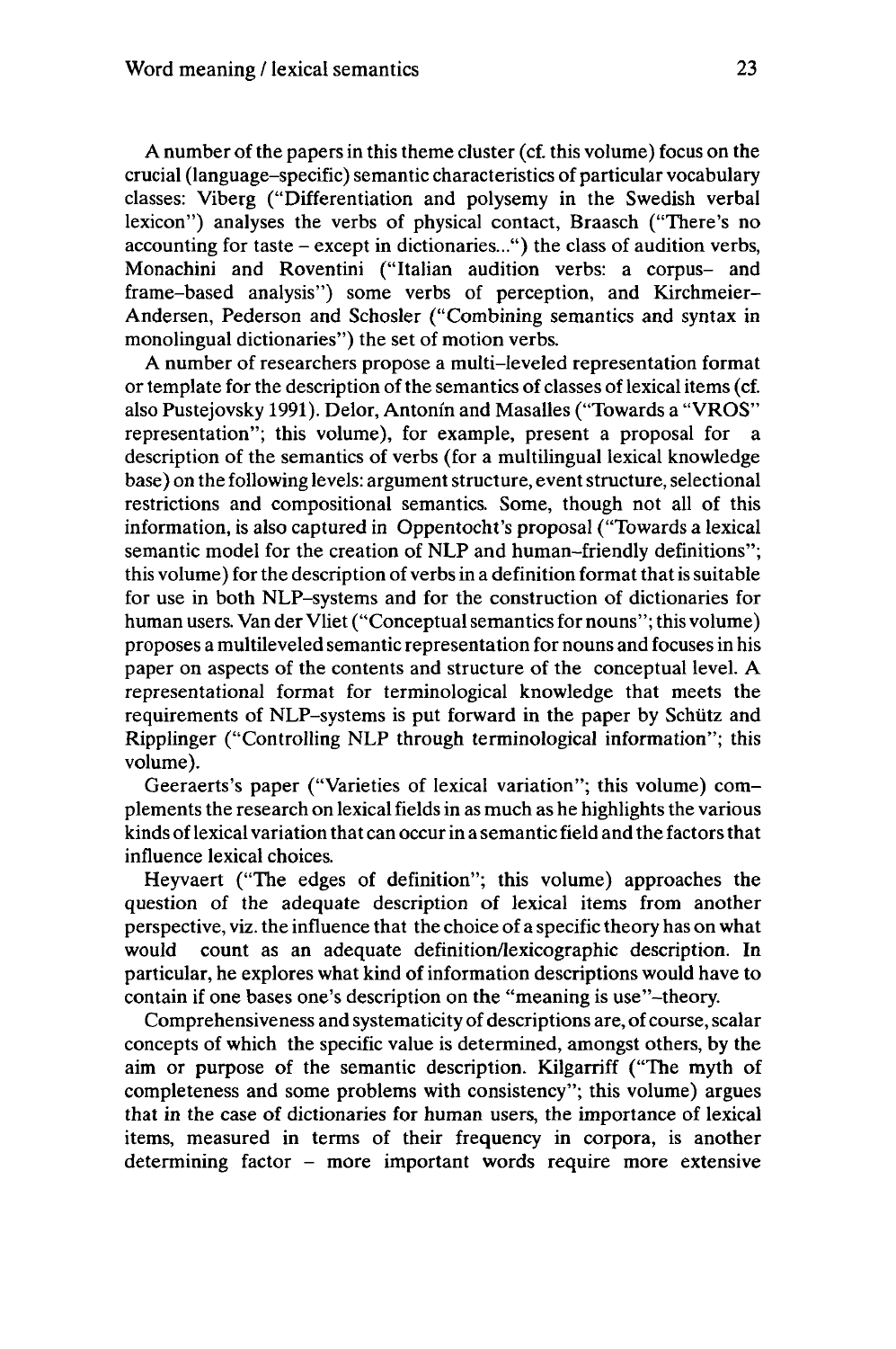A number of the papers in this theme cluster (cf. this volume) focus on the crucial (language–specific) semantic characteristics of particular vocabulary classes: Viberg ("Differentiation and polysemy in the Swedish verbal lexicon") analyses the verbs of physical contact, Braasch ("There's no accounting for taste – except in dictionaries...") the class of audition verbs, Monachini and Roventini ("Italian audition verbs: a corpus– and frame–based analysis") some verbs of perception, and Kirchmeier–Andersen, Pederson and Schosler ("Combining semantics and syntax in monolingual dictionaries") the set of motion verbs.

A number of researchers propose a multi–leveled representation format or template for the description of the semantics of classes of lexical items (cf. also Pustejovsky 1991). Delor, Antonín and Masalles ("Towards a "VROS" representation"; this volume), for example, present a proposal for a description of the semantics of verbs (for a multilingual lexical knowledge base) on the following levels: argument structure, event structure, selectional restrictions and compositional semantics. Some, though not all of this information, is also captured in Oppentocht's proposal ("Towards a lexical semantic model for the creation of NLP and human–friendly definitions"; this volume) for the description of verbs in a definition format that is suitable for use in both NLP–systems and for the construction of dictionaries for human users. Van der Vliet ("Conceptual semantics for nouns"; this volume) proposes a multileveled semantic representation for nouns and focuses in his paper on aspects of the contents and structure of the conceptual level. A representational format for terminological knowledge that meets the requirements of NLP–systems is put forward in the paper by Schütz and Ripplinger ("Controlling NLP through terminological information"; this volume).

Geeraerts's paper ("Varieties of lexical variation"; this volume) complements the research on lexical fields in as much as he highlights the various kinds of lexical variation that can occur in a semantic field and the factors that influence lexical choices.

Heyvaert ("The edges of definition"; this volume) approaches the question of the adequate description of lexical items from another perspective, viz. the influence that the choice of a specific theory has on what would count as an adequate definition/lexicographic description. In particular, he explores what kind of information descriptions would have to contain if one bases one's description on the "meaning is use"–theory.

Comprehensiveness and systematicity of descriptions are, of course, scalar concepts of which the specific value is determined, amongst others, by the aim or purpose of the semantic description. Kilgarriff ("The myth of completeness and some problems with consistency"; this volume) argues that in the case of dictionaries for human users, the importance of lexical items, measured in terms of their frequency in corpora, is another determining factor – more important words require more extensive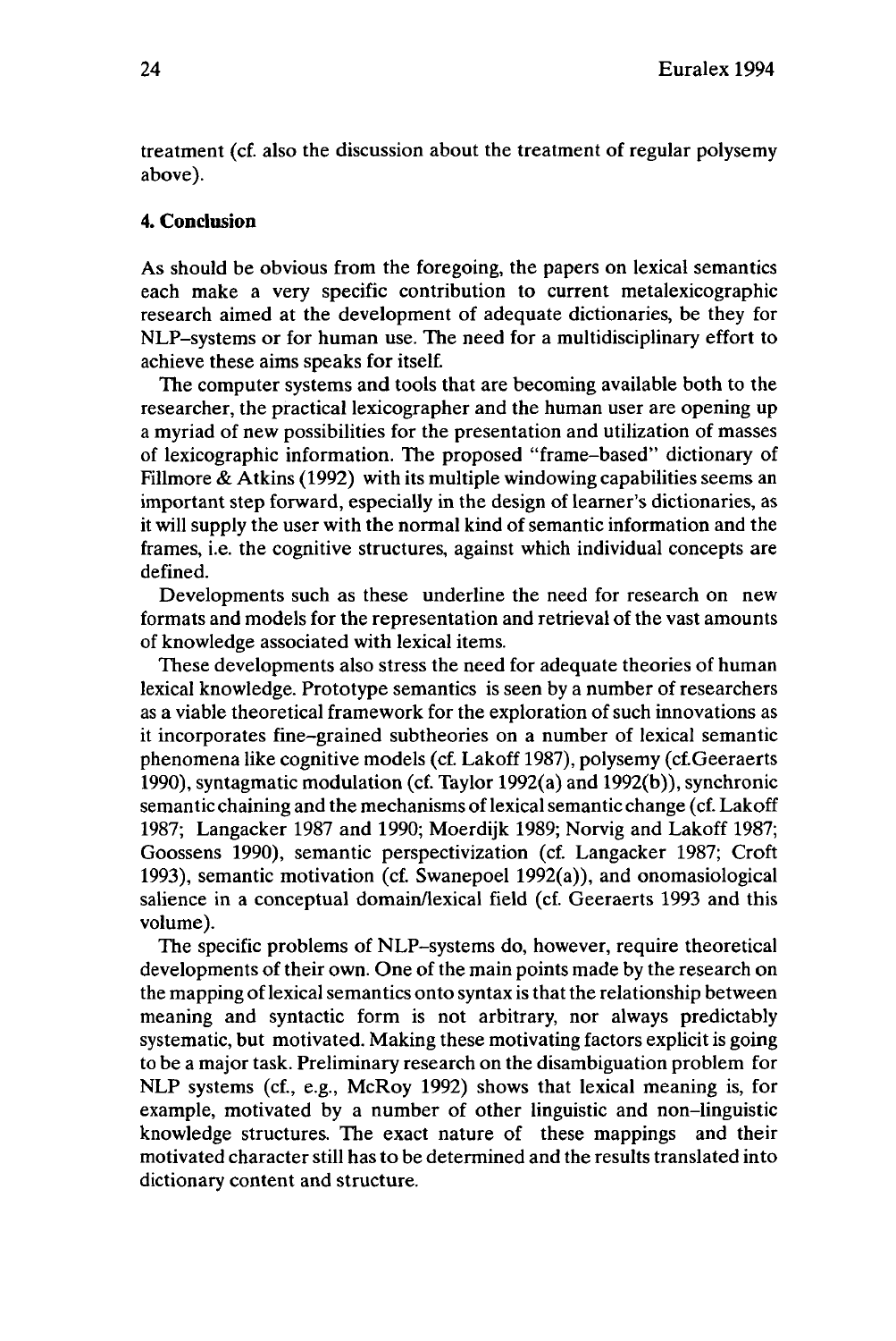treatment (cf. also the discussion about the treatment of regular polysemy above).

## 4. Conclusion

As should be obvious from the foregoing, the papers on lexical semantics each make a very specific contribution to current metalexicographic research aimed at the development of adequate dictionaries, be they for NLP–systems or for human use. The need for a multidisciplinary effort to achieve these aims speaks for itself.

The computer systems and tools that are becoming available both to the researcher, the practical lexicographer and the human user are opening up a myriad of new possibilities for the presentation and utilization of masses of lexicographic information. The proposed "frame–based" dictionary of Fillmore & Atkins (1992) with its multiple windowing capabilities seems an important step forward, especially in the design of learner's dictionaries, as it will supply the user with the normal kind of semantic information and the frames, i.e. the cognitive structures, against which individual concepts are defined.

Developments such as these underline the need for research on new formats and models for the representation and retrieval of the vast amounts of knowledge associated with lexical items.

These developments also stress the need for adequate theories of human lexical knowledge. Prototype semantics is seen by a number of researchers as a viable theoretical framework for the exploration of such innovations as it incorporates fine–grained subtheories on a number of lexical semantic phenomena like cognitive models (cf. Lakoff 1987), polysemy (cf.Geeraerts 1990), syntagmatic modulation (cf. Taylor 1992(a) and 1992(b)), synchronic semantic chaining and the mechanisms of lexical semantic change (cf. Lakoff 1987; Langacker 1987 and 1990; Moerdijk 1989; Norvig and Lakoff 1987; Goossens 1990), semantic perspectivization (cf. Langacker 1987; Croft 1993), semantic motivation (cf. Swanepoel 1992(a)), and onomasiological salience in a conceptual domain/lexical field (cf. Geeraerts 1993 and this volume).

The specific problems of NLP–systems do, however, require theoretical developments of their own. One of the main points made by the research on the mapping of lexical semantics onto syntax is that the relationship between meaning and syntactic form is not arbitrary, nor always predictably systematic, but motivated. Making these motivating factors explicit is going to be a major task. Preliminary research on the disambiguation problem for NLP systems (cf., e.g., McRoy 1992) shows that lexical meaning is, for example, motivated by a number of other linguistic and non–linguistic knowledge structures. The exact nature of these mappings and their motivated character still has to be determined and the results translated into dictionary content and structure.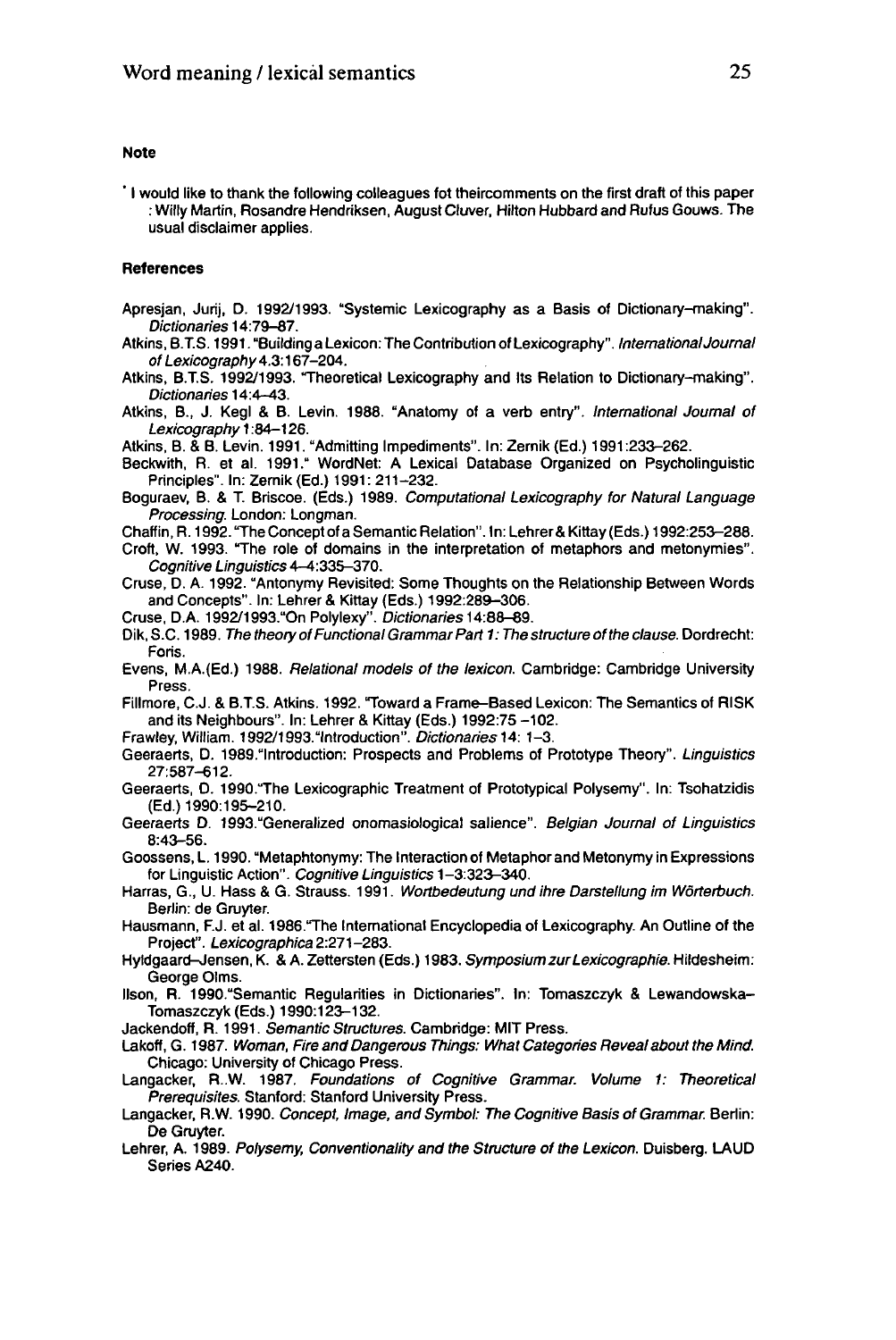#### Note

* I would like to thank the following colleagues fot theircomments on the first draft of this paper : Willy Martin, Rosandre Hendriksen, August Cluver, Hilton Hubbard and Rufus Gouws. The usual disclaimer applies.

#### References

Apresjan, Jurij, D. 1992/1993. "Systemic Lexicography as a Basis of Dictionary–making". *Dictionaries* 14:79–87.

Atkins, B.T.S. 1991. "Building a Lexicon: The Contribution of Lexicography". *International Journal of Lexicography* 4.3:167–204.

Atkins, B.T.S. 1992/1993. "Theoretical Lexicography and Its Relation to Dictionary–making". *Dictionaries* 14:4–43.

Atkins, B., J. Kegl & B. Levin. 1988. "Anatomy of a verb entry". *International Journal of Lexicography* 1:84–126.

Atkins, B. & B. Levin. 1991. "Admitting Impediments". In: Zernik (Ed.) 1991:233–262.

Beckwith, R. et al. 1991." WordNet: A Lexical Database Organized on Psycholinguistic Principles". In: Zernik (Ed.) 1991: 211–232.

Boguraev, B. & T. Briscoe. (Eds.) 1989. *Computational Lexicography for Natural Language Processing*. London: Longman.

Chaffin, R. 1992. "The Concept of a Semantic Relation". In: Lehrer & Kittay (Eds.) 1992:253–288.

Croft, W. 1993. "The role of domains in the interpretation of metaphors and metonymies". *Cognitive Linguistics* 4–4:335–370.

Cruse, D. A. 1992. "Antonymy Revisited: Some Thoughts on the Relationship Between Words and Concepts". In: Lehrer & Kittay (Eds.) 1992:289–306.

Cruse, D.A. 1992/1993."On Polylexy". *Dictionaries* 14:88–89.

Dik, S.C. 1989. *The theory of Functional Grammar Part 1: The structure of the clause.* Dordrecht: Foris.

Evens, M.A.(Ed.) 1988. *Relational models of the lexicon.* Cambridge: Cambridge University Press.

Fillmore, C.J. & B.T.S. Atkins. 1992. "Toward a Frame–Based Lexicon: The Semantics of RISK and its Neighbours". In: Lehrer & Kittay (Eds.) 1992:75 –102.

Frawley, William. 1992/1993."Introduction". *Dictionaries* 14: 1–3.

Geeraerts, D. 1989."Introduction: Prospects and Problems of Prototype Theory". *Linguistics* 27:587–612.

Geeraerts, D. 1990."The Lexicographic Treatment of Prototypical Polysemy". In: Tsohatzidis (Ed.) 1990:195–210.

Geeraerts D. 1993."Generalized onomasiological salience". *Belgian Journal of Linguistics* 8:43–56.

Goossens, L. 1990. "Metaphtonymy: The Interaction of Metaphor and Metonymy in Expressions for Linguistic Action". *Cognitive Linguistics* 1–3:323–340.

Harras, G., U. Hass & G. Strauss. 1991. *Wortbedeutung und ihre Darstellung im Wörterbuch.* Berlin: de Gruyter.

Hausmann, F.J. et al. 1986."The International Encyclopedia of Lexicography. An Outline of the Project". *Lexicographica* 2:271–283.

Hyldgaard–Jensen, K. & A. Zettersten (Eds.) 1983. *Symposium zur Lexicographie.* Hildesheim: George Olms.

Ilson, R. 1990."Semantic Regularities in Dictionaries". In: Tomaszczyk & Lewandowska–Tomaszczyk (Eds.) 1990:123–132.

Jackendoff, R. 1991. *Semantic Structures.* Cambridge: MIT Press.

Lakoff, G. 1987. *Woman, Fire and Dangerous Things: What Categories Reveal about the Mind.* Chicago: University of Chicago Press.

Langacker, R..W. 1987. *Foundations of Cognitive Grammar. Volume 1: Theoretical Prerequisites.* Stanford: Stanford University Press.

Langacker, R.W. 1990. *Concept, Image, and Symbol: The Cognitive Basis of Grammar.* Berlin: De Gruyter.

Lehrer, A. 1989. *Polysemy, Conventionality and the Structure of the Lexicon.* Duisberg. LAUD Series A240.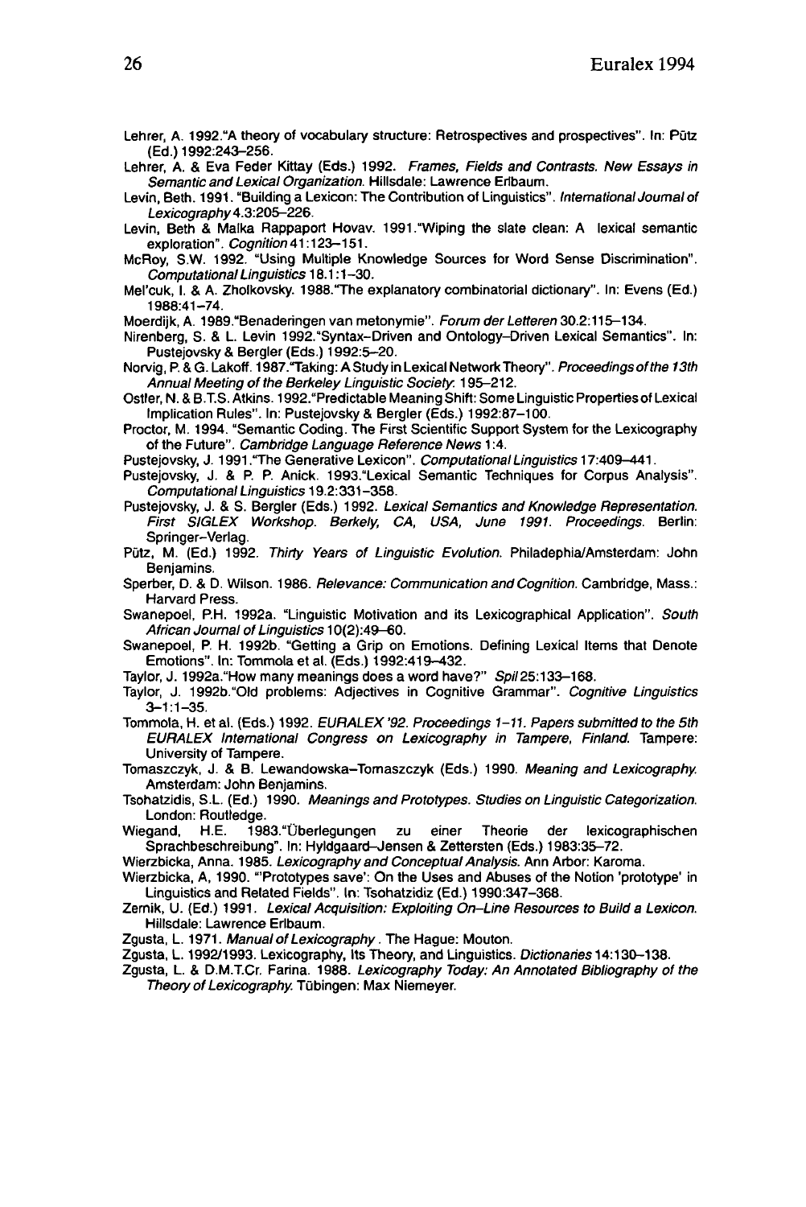Lehrer, A. 1992."A theory of vocabulary structure: Retrospectives and prospectives". In: Pütz (Ed.) 1992:243–256.

Lehrer, A. & Eva Feder Kittay (Eds.) 1992. *Frames, Fields and Contrasts. New Essays in Semantic and Lexical Organization.* Hillsdale: Lawrence Erlbaum.

Levin, Beth. 1991. "Building a Lexicon: The Contribution of Linguistics". *International Journal of Lexicography* 4.3:205–226.

Levin, Beth & Malka Rappaport Hovav. 1991."Wiping the slate clean: A lexical semantic exploration". *Cognition* 41:123–151.

McRoy, S.W. 1992. "Using Multiple Knowledge Sources for Word Sense Discrimination". *Computational Linguistics* 18.1:1–30.

Mel'cuk, I. & A. Zholkovsky. 1988."The explanatory combinatorial dictionary". In: Evens (Ed.) 1988:41–74.

Moerdijk, A. 1989."Benaderingen van metonymie". *Forum der Letteren* 30.2:115–134.

Nirenberg, S. & L. Levin 1992."Syntax–Driven and Ontology–Driven Lexical Semantics". In: Pustejovsky & Bergler (Eds.) 1992:5–20.

Norvig, P. & G. Lakoff. 1987."Taking: A Study in Lexical Network Theory". *Proceedings of the 13th Annual Meeting of the Berkeley Linguistic Society.* 195–212.

Ostler, N. & B.T.S. Atkins. 1992."Predictable Meaning Shift: Some Linguistic Properties of Lexical Implication Rules". In: Pustejovsky & Bergler (Eds.) 1992:87–100.

Proctor, M. 1994. "Semantic Coding. The First Scientific Support System for the Lexicography of the Future". *Cambridge Language Reference News* 1:4.

Pustejovsky, J. 1991."The Generative Lexicon". *Computational Linguistics* 17:409–441.

Pustejovsky, J. & P. P. Anick. 1993."Lexical Semantic Techniques for Corpus Analysis". *Computational Linguistics* 19.2:331–358.

Pustejovsky, J. & S. Bergler (Eds.) 1992. *Lexical Semantics and Knowledge Representation. First SIGLEX Workshop. Berkely, CA, USA, June 1991. Proceedings.* Berlin: Springer–Verlag.

Pütz, M. (Ed.) 1992. *Thirty Years of Linguistic Evolution.* Philadephia/Amsterdam: John Benjamins.

Sperber, D. & D. Wilson. 1986. *Relevance: Communication and Cognition.* Cambridge, Mass.: Harvard Press.

Swanepoel, P.H. 1992a. "Linguistic Motivation and its Lexicographical Application". *South African Journal of Linguistics* 10(2):49–60.

Swanepoel, P. H. 1992b. "Getting a Grip on Emotions. Defining Lexical Items that Denote Emotions". In: Tommola et al. (Eds.) 1992:419–432.

Taylor, J. 1992a."How many meanings does a word have?" *Spil* 25:133–168.

Taylor, J. 1992b."Old problems: Adjectives in Cognitive Grammar". *Cognitive Linguistics* 3–1:1–35.

Tommola, H. et al. (Eds.) 1992. *EURALEX '92. Proceedings 1–11. Papers submitted to the 5th EURALEX International Congress on Lexicography in Tampere, Finland.* Tampere: University of Tampere.

Tomaszczyk, J. & B. Lewandowska–Tomaszczyk (Eds.) 1990. *Meaning and Lexicography.* Amsterdam: John Benjamins.

Tsohatzidis, S.L. (Ed.) 1990. *Meanings and Prototypes. Studies on Linguistic Categorization.* London: Routledge.

Wiegand, H.E. 1983."Überlegungen zu einer Theorie der lexicographischen Sprachbeschreibung". In: Hyldgaard–Jensen & Zettersten (Eds.) 1983:35–72.

Wierzbicka, Anna. 1985. *Lexicography and Conceptual Analysis.* Ann Arbor: Karoma.

Wierzbicka, A, 1990. "'Prototypes save': On the Uses and Abuses of the Notion 'prototype' in Linguistics and Related Fields". In: Tsohatzidiz (Ed.) 1990:347–368.

Zernik, U. (Ed.) 1991. *Lexical Acquisition: Exploiting On–Line Resources to Build a Lexicon.* Hillsdale: Lawrence Erlbaum.

Zgusta, L. 1971. *Manual of Lexicography.* The Hague: Mouton.

Zgusta, L. 1992/1993. Lexicography, Its Theory, and Linguistics. *Dictionaries* 14:130–138.

Zgusta, L. & D.M.T.Cr. Farina. 1988. *Lexicography Today: An Annotated Bibliography of the Theory of Lexicography.* Tübingen: Max Niemeyer.